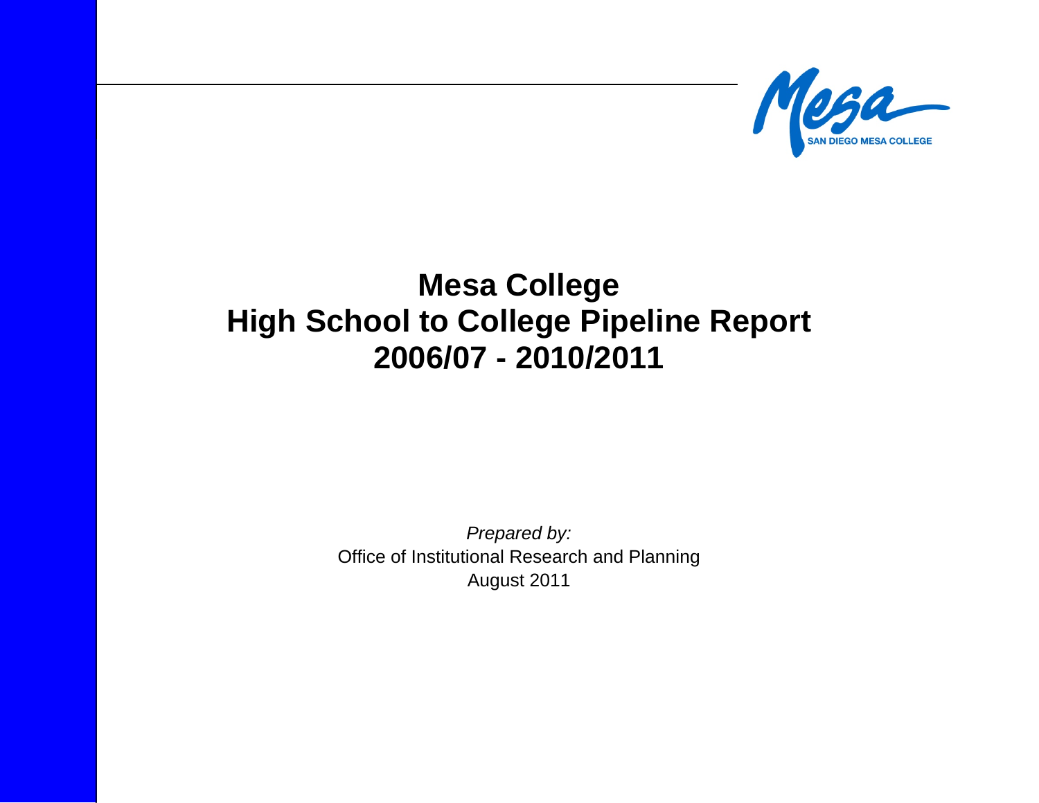# Mesa College
# High School to College Pipeline Report
# 2006/07 - 2010/2011

*Prepared by:*
Office of Institutional Research and Planning
August 2011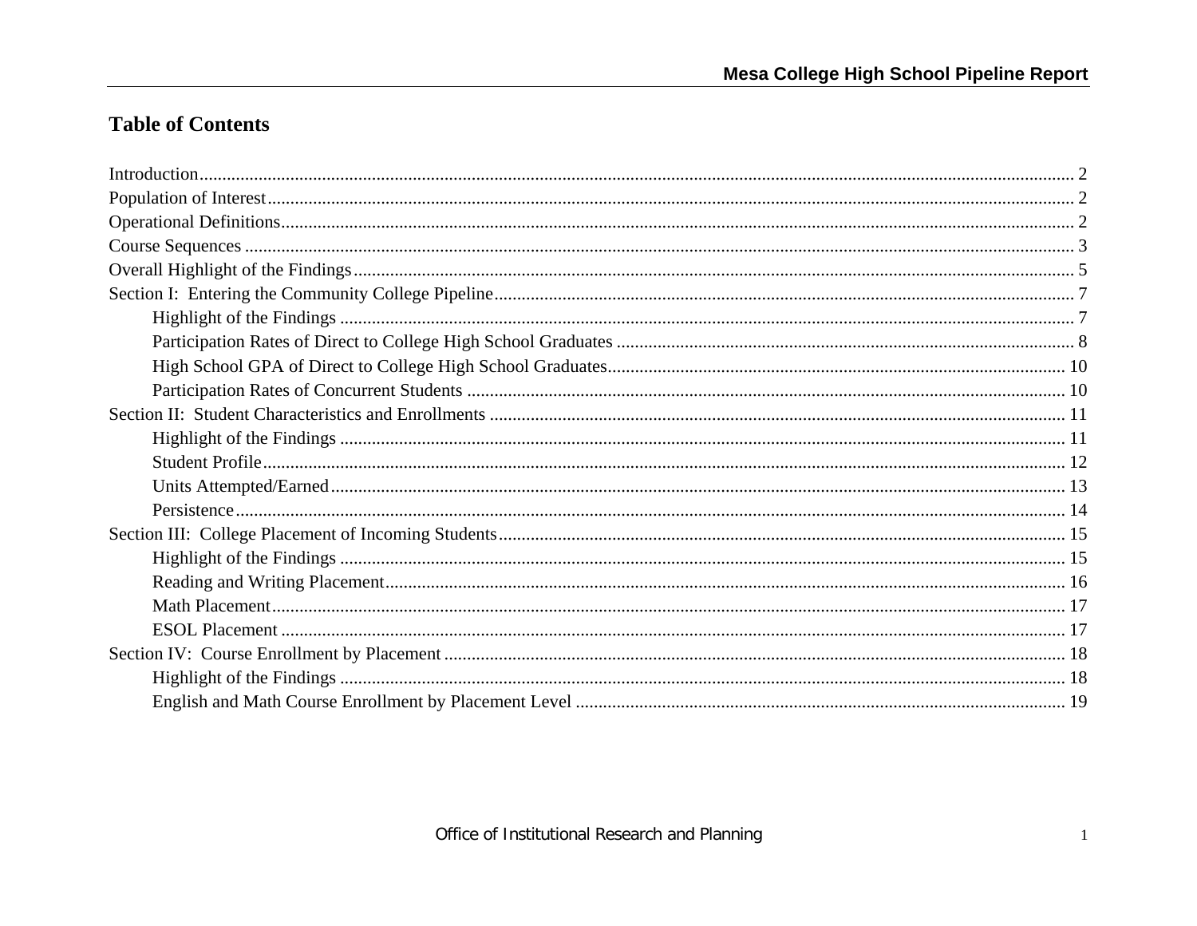## Table of Contents

Introduction .......... 2
Population of Interest .......... 2
Operational Definitions .......... 2
Course Sequences .......... 3
Overall Highlight of the Findings .......... 5
Section I: Entering the Community College Pipeline .......... 7
- Highlight of the Findings .......... 7
- Participation Rates of Direct to College High School Graduates .......... 8
- High School GPA of Direct to College High School Graduates .......... 10
- Participation Rates of Concurrent Students .......... 10

Section II: Student Characteristics and Enrollments .......... 11
- Highlight of the Findings .......... 11
- Student Profile .......... 12
- Units Attempted/Earned .......... 13
- Persistence .......... 14

Section III: College Placement of Incoming Students .......... 15
- Highlight of the Findings .......... 15
- Reading and Writing Placement .......... 16
- Math Placement .......... 17
- ESOL Placement .......... 17

Section IV: Course Enrollment by Placement .......... 18
- Highlight of the Findings .......... 18
- English and Math Course Enrollment by Placement Level .......... 19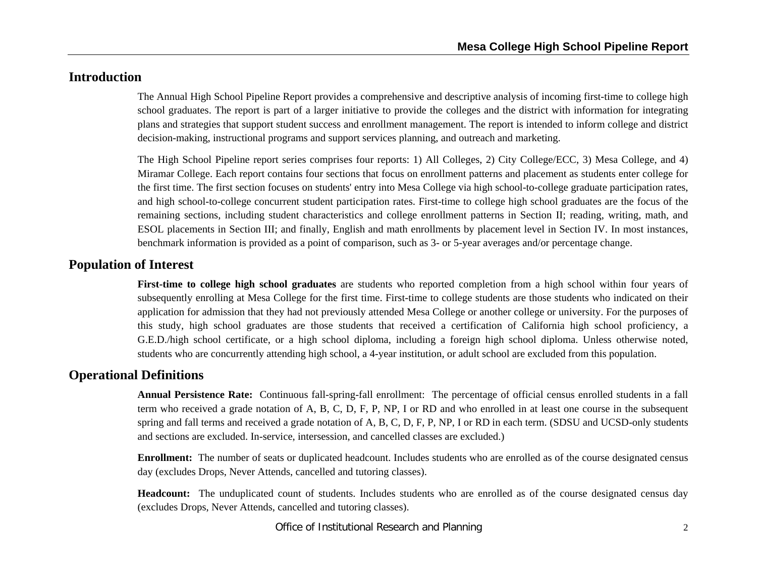## Introduction

The Annual High School Pipeline Report provides a comprehensive and descriptive analysis of incoming first-time to college high school graduates. The report is part of a larger initiative to provide the colleges and the district with information for integrating plans and strategies that support student success and enrollment management. The report is intended to inform college and district decision-making, instructional programs and support services planning, and outreach and marketing.

The High School Pipeline report series comprises four reports: 1) All Colleges, 2) City College/ECC, 3) Mesa College, and 4) Miramar College. Each report contains four sections that focus on enrollment patterns and placement as students enter college for the first time. The first section focuses on students' entry into Mesa College via high school-to-college graduate participation rates, and high school-to-college concurrent student participation rates. First-time to college high school graduates are the focus of the remaining sections, including student characteristics and college enrollment patterns in Section II; reading, writing, math, and ESOL placements in Section III; and finally, English and math enrollments by placement level in Section IV. In most instances, benchmark information is provided as a point of comparison, such as 3- or 5-year averages and/or percentage change.

## Population of Interest

**First-time to college high school graduates** are students who reported completion from a high school within four years of subsequently enrolling at Mesa College for the first time. First-time to college students are those students who indicated on their application for admission that they had not previously attended Mesa College or another college or university. For the purposes of this study, high school graduates are those students that received a certification of California high school proficiency, a G.E.D./high school certificate, or a high school diploma, including a foreign high school diploma. Unless otherwise noted, students who are concurrently attending high school, a 4-year institution, or adult school are excluded from this population.

## Operational Definitions

**Annual Persistence Rate:** Continuous fall-spring-fall enrollment: The percentage of official census enrolled students in a fall term who received a grade notation of A, B, C, D, F, P, NP, I or RD and who enrolled in at least one course in the subsequent spring and fall terms and received a grade notation of A, B, C, D, F, P, NP, I or RD in each term. (SDSU and UCSD-only students and sections are excluded. In-service, intersession, and cancelled classes are excluded.)

**Enrollment:** The number of seats or duplicated headcount. Includes students who are enrolled as of the course designated census day (excludes Drops, Never Attends, cancelled and tutoring classes).

**Headcount:** The unduplicated count of students. Includes students who are enrolled as of the course designated census day (excludes Drops, Never Attends, cancelled and tutoring classes).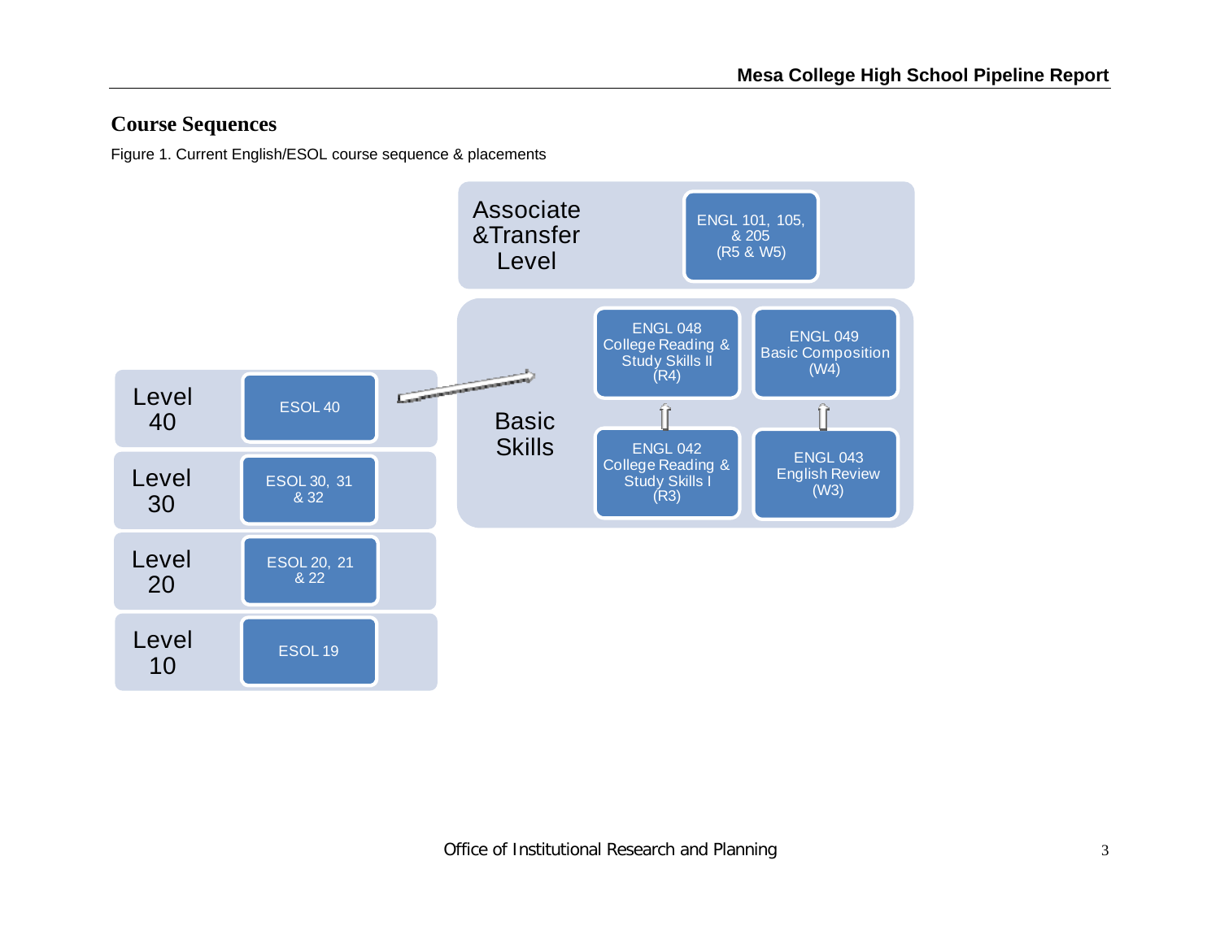## Course Sequences

Figure 1. Current English/ESOL course sequence & placements

Associate & Transfer Level

ENGL 101, 105, & 205 (R5 & W5)

Basic Skills

ENGL 048 College Reading & Study Skills II (R4)

ENGL 049 Basic Composition (W4)

ENGL 042 College Reading & Study Skills I (R3)

ENGL 043 English Review (W3)

Level 40 — ESOL 40

Level 30 — ESOL 30, 31 & 32

Level 20 — ESOL 20, 21 & 22

Level 10 — ESOL 19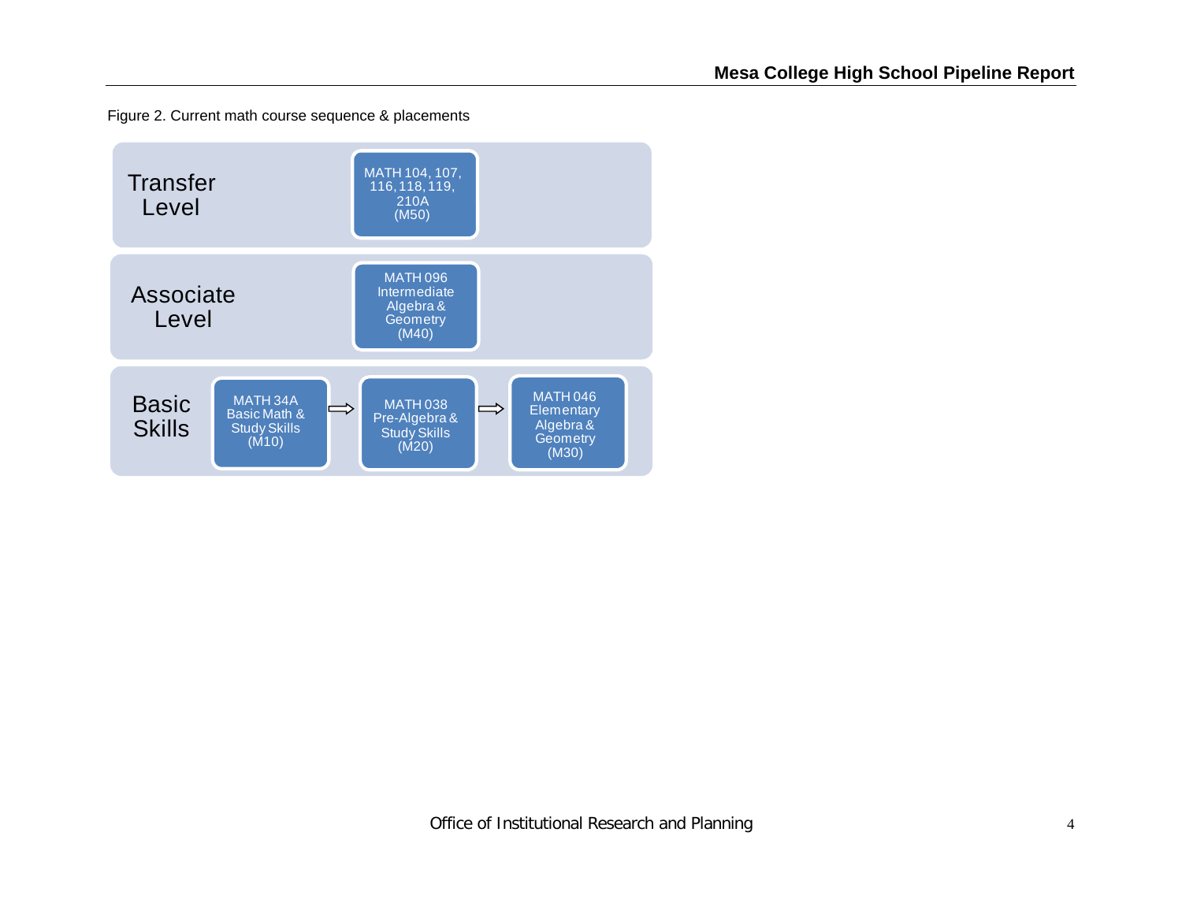Figure 2. Current math course sequence & placements

**Transfer Level**

- MATH 104, 107, 116, 118, 119, 210A (M50)

**Associate Level**

- MATH 096 Intermediate Algebra & Geometry (M40)

**Basic Skills**

- MATH 34A Basic Math & Study Skills (M10) ⇨ MATH 038 Pre-Algebra & Study Skills (M20) ⇨ MATH 046 Elementary Algebra & Geometry (M30)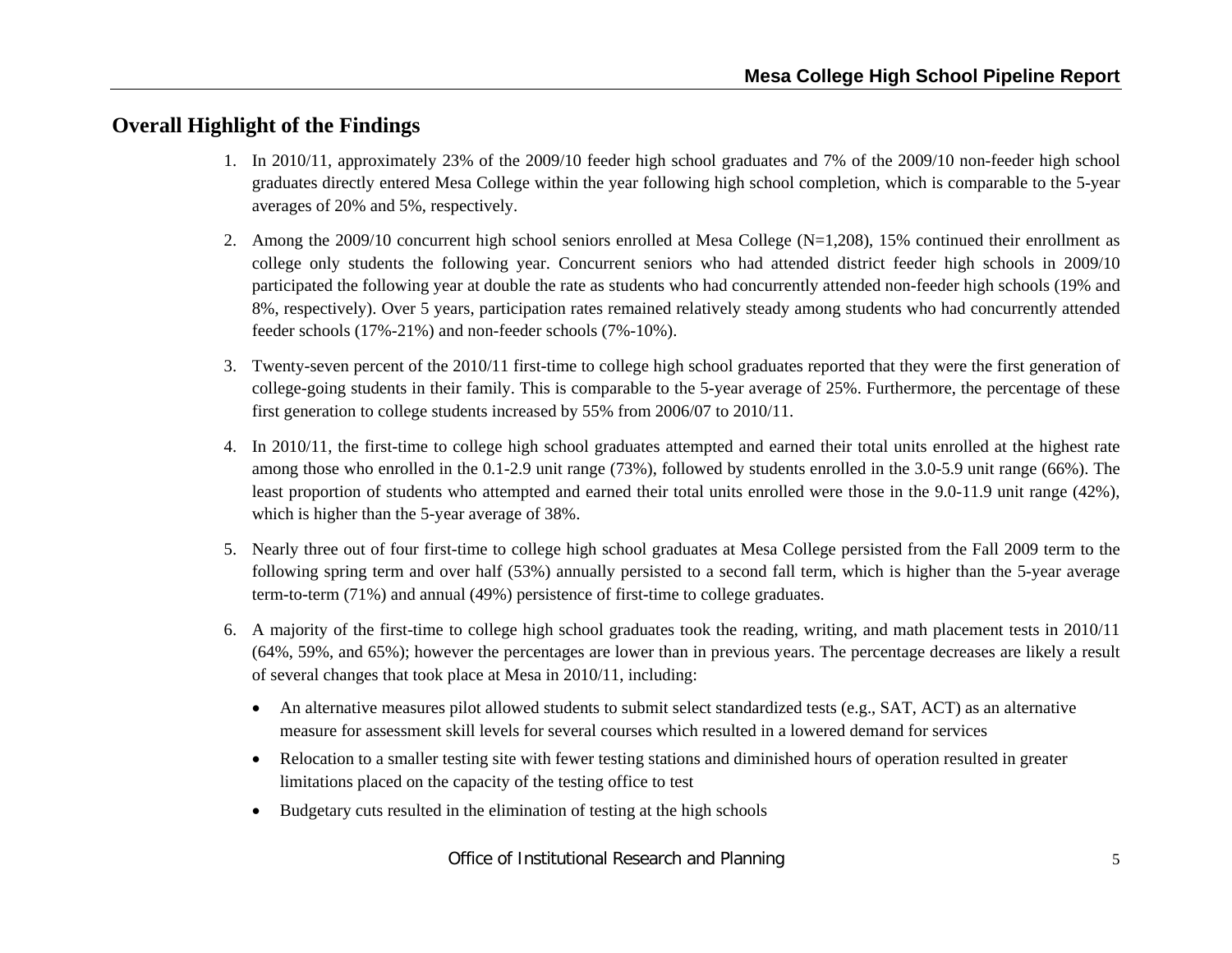## Overall Highlight of the Findings

1. In 2010/11, approximately 23% of the 2009/10 feeder high school graduates and 7% of the 2009/10 non-feeder high school graduates directly entered Mesa College within the year following high school completion, which is comparable to the 5-year averages of 20% and 5%, respectively.

2. Among the 2009/10 concurrent high school seniors enrolled at Mesa College (N=1,208), 15% continued their enrollment as college only students the following year. Concurrent seniors who had attended district feeder high schools in 2009/10 participated the following year at double the rate as students who had concurrently attended non-feeder high schools (19% and 8%, respectively). Over 5 years, participation rates remained relatively steady among students who had concurrently attended feeder schools (17%-21%) and non-feeder schools (7%-10%).

3. Twenty-seven percent of the 2010/11 first-time to college high school graduates reported that they were the first generation of college-going students in their family. This is comparable to the 5-year average of 25%. Furthermore, the percentage of these first generation to college students increased by 55% from 2006/07 to 2010/11.

4. In 2010/11, the first-time to college high school graduates attempted and earned their total units enrolled at the highest rate among those who enrolled in the 0.1-2.9 unit range (73%), followed by students enrolled in the 3.0-5.9 unit range (66%). The least proportion of students who attempted and earned their total units enrolled were those in the 9.0-11.9 unit range (42%), which is higher than the 5-year average of 38%.

5. Nearly three out of four first-time to college high school graduates at Mesa College persisted from the Fall 2009 term to the following spring term and over half (53%) annually persisted to a second fall term, which is higher than the 5-year average term-to-term (71%) and annual (49%) persistence of first-time to college graduates.

6. A majority of the first-time to college high school graduates took the reading, writing, and math placement tests in 2010/11 (64%, 59%, and 65%); however the percentages are lower than in previous years. The percentage decreases are likely a result of several changes that took place at Mesa in 2010/11, including:
   - An alternative measures pilot allowed students to submit select standardized tests (e.g., SAT, ACT) as an alternative measure for assessment skill levels for several courses which resulted in a lowered demand for services
   - Relocation to a smaller testing site with fewer testing stations and diminished hours of operation resulted in greater limitations placed on the capacity of the testing office to test
   - Budgetary cuts resulted in the elimination of testing at the high schools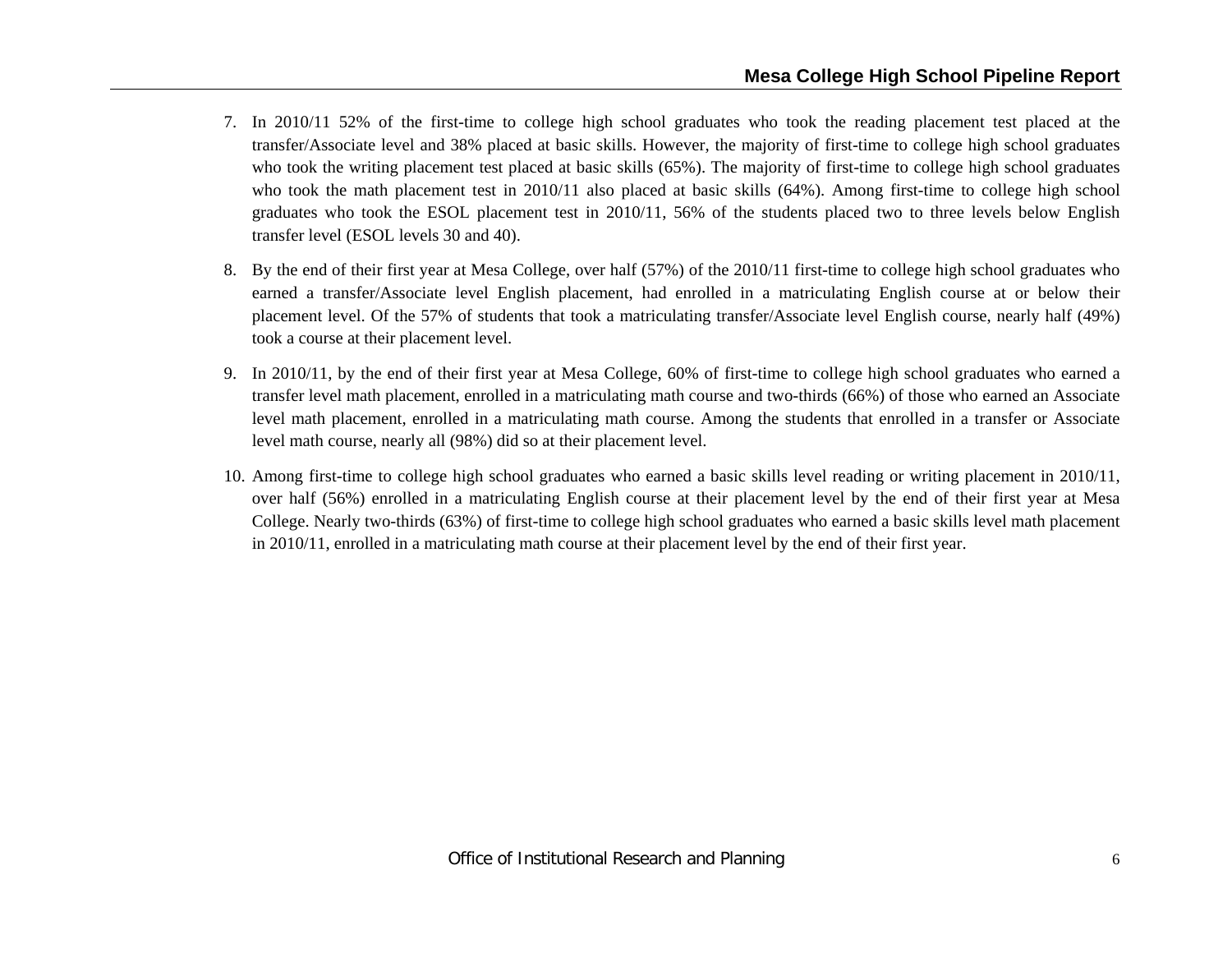7. In 2010/11 52% of the first-time to college high school graduates who took the reading placement test placed at the transfer/Associate level and 38% placed at basic skills. However, the majority of first-time to college high school graduates who took the writing placement test placed at basic skills (65%). The majority of first-time to college high school graduates who took the math placement test in 2010/11 also placed at basic skills (64%). Among first-time to college high school graduates who took the ESOL placement test in 2010/11, 56% of the students placed two to three levels below English transfer level (ESOL levels 30 and 40).

8. By the end of their first year at Mesa College, over half (57%) of the 2010/11 first-time to college high school graduates who earned a transfer/Associate level English placement, had enrolled in a matriculating English course at or below their placement level. Of the 57% of students that took a matriculating transfer/Associate level English course, nearly half (49%) took a course at their placement level.

9. In 2010/11, by the end of their first year at Mesa College, 60% of first-time to college high school graduates who earned a transfer level math placement, enrolled in a matriculating math course and two-thirds (66%) of those who earned an Associate level math placement, enrolled in a matriculating math course. Among the students that enrolled in a transfer or Associate level math course, nearly all (98%) did so at their placement level.

10. Among first-time to college high school graduates who earned a basic skills level reading or writing placement in 2010/11, over half (56%) enrolled in a matriculating English course at their placement level by the end of their first year at Mesa College. Nearly two-thirds (63%) of first-time to college high school graduates who earned a basic skills level math placement in 2010/11, enrolled in a matriculating math course at their placement level by the end of their first year.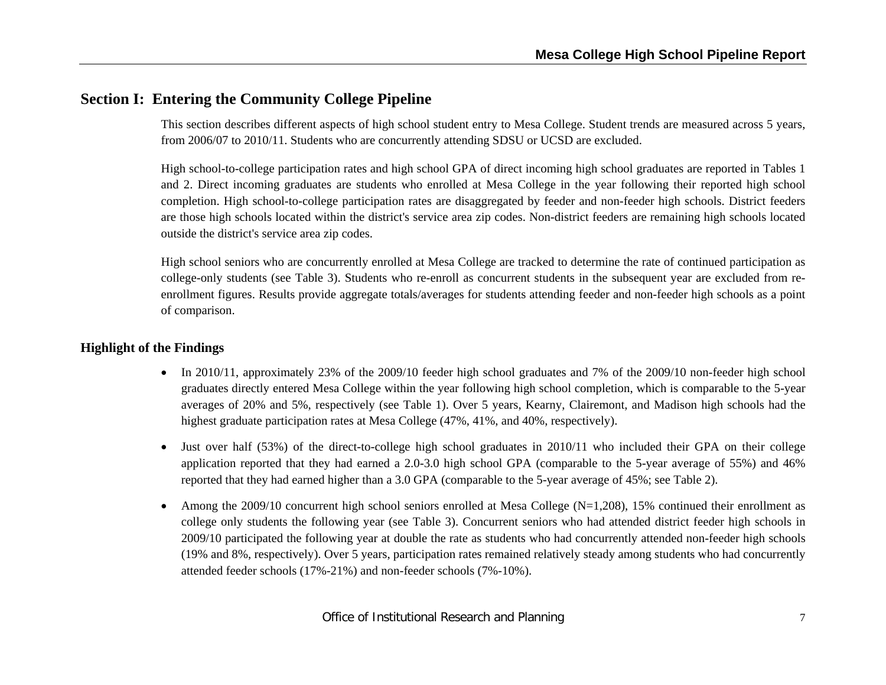## Section I: Entering the Community College Pipeline

This section describes different aspects of high school student entry to Mesa College. Student trends are measured across 5 years, from 2006/07 to 2010/11. Students who are concurrently attending SDSU or UCSD are excluded.

High school-to-college participation rates and high school GPA of direct incoming high school graduates are reported in Tables 1 and 2. Direct incoming graduates are students who enrolled at Mesa College in the year following their reported high school completion. High school-to-college participation rates are disaggregated by feeder and non-feeder high schools. District feeders are those high schools located within the district's service area zip codes. Non-district feeders are remaining high schools located outside the district's service area zip codes.

High school seniors who are concurrently enrolled at Mesa College are tracked to determine the rate of continued participation as college-only students (see Table 3). Students who re-enroll as concurrent students in the subsequent year are excluded from re-enrollment figures. Results provide aggregate totals/averages for students attending feeder and non-feeder high schools as a point of comparison.

### Highlight of the Findings

- In 2010/11, approximately 23% of the 2009/10 feeder high school graduates and 7% of the 2009/10 non-feeder high school graduates directly entered Mesa College within the year following high school completion, which is comparable to the 5-year averages of 20% and 5%, respectively (see Table 1). Over 5 years, Kearny, Clairemont, and Madison high schools had the highest graduate participation rates at Mesa College (47%, 41%, and 40%, respectively).
- Just over half (53%) of the direct-to-college high school graduates in 2010/11 who included their GPA on their college application reported that they had earned a 2.0-3.0 high school GPA (comparable to the 5-year average of 55%) and 46% reported that they had earned higher than a 3.0 GPA (comparable to the 5-year average of 45%; see Table 2).
- Among the 2009/10 concurrent high school seniors enrolled at Mesa College (N=1,208), 15% continued their enrollment as college only students the following year (see Table 3). Concurrent seniors who had attended district feeder high schools in 2009/10 participated the following year at double the rate as students who had concurrently attended non-feeder high schools (19% and 8%, respectively). Over 5 years, participation rates remained relatively steady among students who had concurrently attended feeder schools (17%-21%) and non-feeder schools (7%-10%).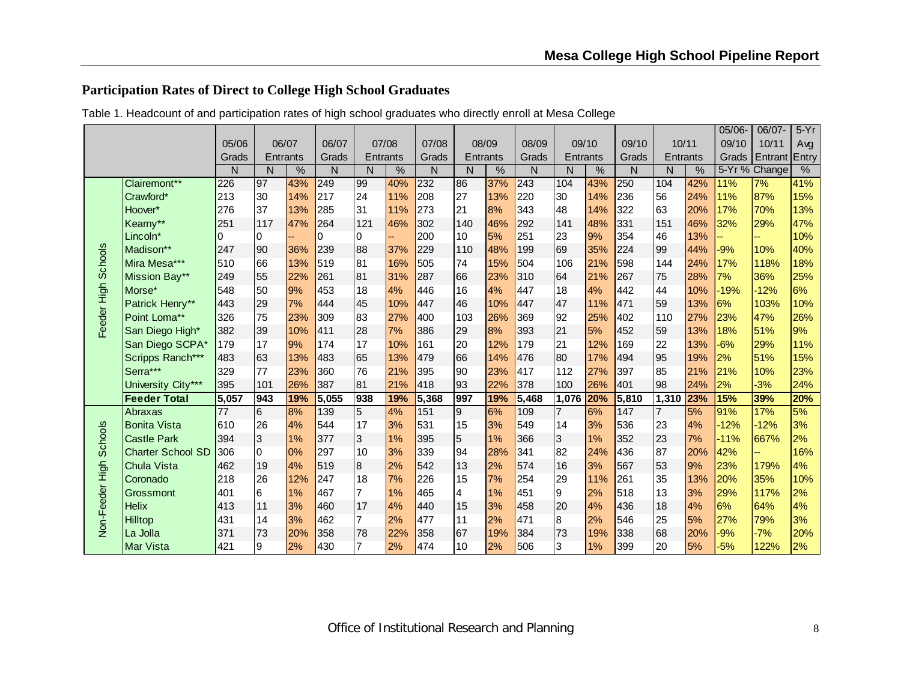## Participation Rates of Direct to College High School Graduates

Table 1. Headcount of and participation rates of high school graduates who directly enroll at Mesa College

| | | 05/06 Grads | 06/07 Entrants | | 06/07 Grads | 07/08 Entrants | | 07/08 Grads | 08/09 Entrants | | 08/09 Grads | 09/10 Entrants | | 09/10 Grads | 10/11 Entrants | | 05/06-09/10 Grads | 06/07-10/11 Entrant | 5-Yr Avg Entry |
|---|---|---|---|---|---|---|---|---|---|---|---|---|---|---|---|---|---|---|---|
| | | N | N | % | N | N | % | N | N | % | N | N | % | N | N | % | 5-Yr % Change | | % |
| Feeder High Schools | Clairemont** | 226 | 97 | 43% | 249 | 99 | 40% | 232 | 86 | 37% | 243 | 104 | 43% | 250 | 104 | 42% | 11% | 7% | 41% |
| | Crawford* | 213 | 30 | 14% | 217 | 24 | 11% | 208 | 27 | 13% | 220 | 30 | 14% | 236 | 56 | 24% | 11% | 87% | 15% |
| | Hoover* | 276 | 37 | 13% | 285 | 31 | 11% | 273 | 21 | 8% | 343 | 48 | 14% | 322 | 63 | 20% | 17% | 70% | 13% |
| | Kearny** | 251 | 117 | 47% | 264 | 121 | 46% | 302 | 140 | 46% | 292 | 141 | 48% | 331 | 151 | 46% | 32% | 29% | 47% |
| | Lincoln* | 0 | 0 | -- | 0 | 0 | -- | 200 | 10 | 5% | 251 | 23 | 9% | 354 | 46 | 13% | -- | -- | 10% |
| | Madison** | 247 | 90 | 36% | 239 | 88 | 37% | 229 | 110 | 48% | 199 | 69 | 35% | 224 | 99 | 44% | -9% | 10% | 40% |
| | Mira Mesa*** | 510 | 66 | 13% | 519 | 81 | 16% | 505 | 74 | 15% | 504 | 106 | 21% | 598 | 144 | 24% | 17% | 118% | 18% |
| | Mission Bay** | 249 | 55 | 22% | 261 | 81 | 31% | 287 | 66 | 23% | 310 | 64 | 21% | 267 | 75 | 28% | 7% | 36% | 25% |
| | Morse* | 548 | 50 | 9% | 453 | 18 | 4% | 446 | 16 | 4% | 447 | 18 | 4% | 442 | 44 | 10% | -19% | -12% | 6% |
| | Patrick Henry** | 443 | 29 | 7% | 444 | 45 | 10% | 447 | 46 | 10% | 447 | 47 | 11% | 471 | 59 | 13% | 6% | 103% | 10% |
| | Point Loma** | 326 | 75 | 23% | 309 | 83 | 27% | 400 | 103 | 26% | 369 | 92 | 25% | 402 | 110 | 27% | 23% | 47% | 26% |
| | San Diego High* | 382 | 39 | 10% | 411 | 28 | 7% | 386 | 29 | 8% | 393 | 21 | 5% | 452 | 59 | 13% | 18% | 51% | 9% |
| | San Diego SCPA* | 179 | 17 | 9% | 174 | 17 | 10% | 161 | 20 | 12% | 179 | 21 | 12% | 169 | 22 | 13% | -6% | 29% | 11% |
| | Scripps Ranch*** | 483 | 63 | 13% | 483 | 65 | 13% | 479 | 66 | 14% | 476 | 80 | 17% | 494 | 95 | 19% | 2% | 51% | 15% |
| | Serra*** | 329 | 77 | 23% | 360 | 76 | 21% | 395 | 90 | 23% | 417 | 112 | 27% | 397 | 85 | 21% | 21% | 10% | 23% |
| | University City*** | 395 | 101 | 26% | 387 | 81 | 21% | 418 | 93 | 22% | 378 | 100 | 26% | 401 | 98 | 24% | 2% | -3% | 24% |
| | **Feeder Total** | **5,057** | **943** | **19%** | **5,055** | **938** | **19%** | **5,368** | **997** | **19%** | **5,468** | **1,076** | **20%** | **5,810** | **1,310** | **23%** | **15%** | **39%** | **20%** |
| Non-Feeder High Schools | Abraxas | 77 | 6 | 8% | 139 | 5 | 4% | 151 | 9 | 6% | 109 | 7 | 6% | 147 | 7 | 5% | 91% | 17% | 5% |
| | Bonita Vista | 610 | 26 | 4% | 544 | 17 | 3% | 531 | 15 | 3% | 549 | 14 | 3% | 536 | 23 | 4% | -12% | -12% | 3% |
| | Castle Park | 394 | 3 | 1% | 377 | 3 | 1% | 395 | 5 | 1% | 366 | 3 | 1% | 352 | 23 | 7% | -11% | 667% | 2% |
| | Charter School SD | 306 | 0 | 0% | 297 | 10 | 3% | 339 | 94 | 28% | 341 | 82 | 24% | 436 | 87 | 20% | 42% | -- | 16% |
| | Chula Vista | 462 | 19 | 4% | 519 | 8 | 2% | 542 | 13 | 2% | 574 | 16 | 3% | 567 | 53 | 9% | 23% | 179% | 4% |
| | Coronado | 218 | 26 | 12% | 247 | 18 | 7% | 226 | 15 | 7% | 254 | 29 | 11% | 261 | 35 | 13% | 20% | 35% | 10% |
| | Grossmont | 401 | 6 | 1% | 467 | 7 | 1% | 465 | 4 | 1% | 451 | 9 | 2% | 518 | 13 | 3% | 29% | 117% | 2% |
| | Helix | 413 | 11 | 3% | 460 | 17 | 4% | 440 | 15 | 3% | 458 | 20 | 4% | 436 | 18 | 4% | 6% | 64% | 4% |
| | Hilltop | 431 | 14 | 3% | 462 | 7 | 2% | 477 | 11 | 2% | 471 | 8 | 2% | 546 | 25 | 5% | 27% | 79% | 3% |
| | La Jolla | 371 | 73 | 20% | 358 | 78 | 22% | 358 | 67 | 19% | 384 | 73 | 19% | 338 | 68 | 20% | -9% | -7% | 20% |
| | Mar Vista | 421 | 9 | 2% | 430 | 7 | 2% | 474 | 10 | 2% | 506 | 3 | 1% | 399 | 20 | 5% | -5% | 122% | 2% |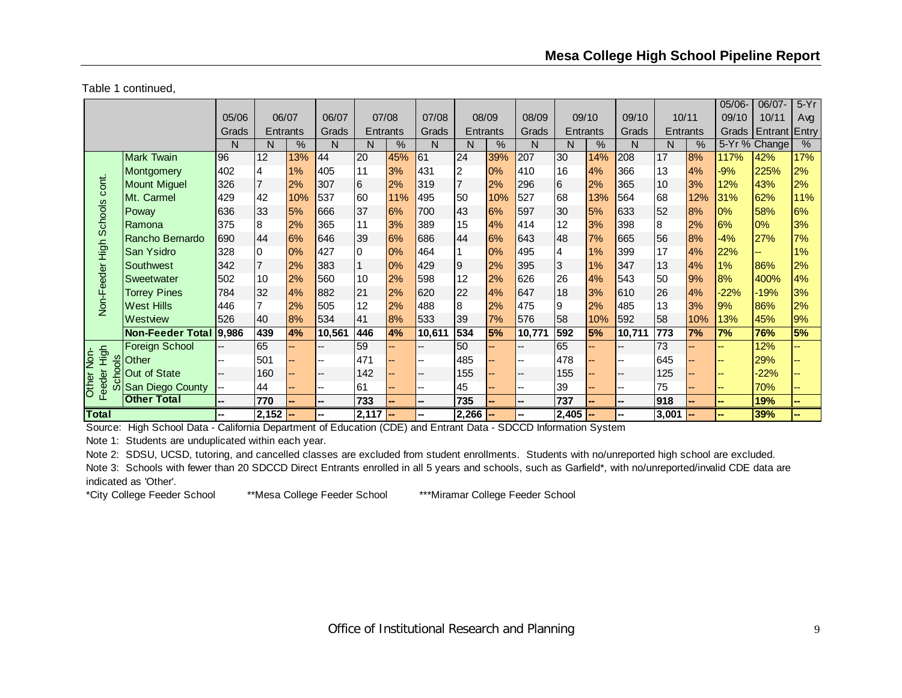Table 1 continued,

| | | 05/06 Grads | 06/07 Entrants | | 06/07 Grads | 07/08 Entrants | | 07/08 Grads | 08/09 Entrants | | 08/09 Grads | 09/10 Entrants | | 09/10 Grads | 10/11 Entrants | | 05/06-09/10 Grads | 06/07-10/11 Entrant | 5-Yr Avg Entry |
|---|---|---|---|---|---|---|---|---|---|---|---|---|---|---|---|---|---|---|---|
| | | N | N | % | N | N | % | N | N | % | N | N | % | N | N | % | 5-Yr % Change | | % |
| Non-Feeder High Schools cont. | Mark Twain | 96 | 12 | 13% | 44 | 20 | 45% | 61 | 24 | 39% | 207 | 30 | 14% | 208 | 17 | 8% | 117% | 42% | 17% |
| | Montgomery | 402 | 4 | 1% | 405 | 11 | 3% | 431 | 2 | 0% | 410 | 16 | 4% | 366 | 13 | 4% | -9% | 225% | 2% |
| | Mount Miguel | 326 | 7 | 2% | 307 | 6 | 2% | 319 | 7 | 2% | 296 | 6 | 2% | 365 | 10 | 3% | 12% | 43% | 2% |
| | Mt. Carmel | 429 | 42 | 10% | 537 | 60 | 11% | 495 | 50 | 10% | 527 | 68 | 13% | 564 | 68 | 12% | 31% | 62% | 11% |
| | Poway | 636 | 33 | 5% | 666 | 37 | 6% | 700 | 43 | 6% | 597 | 30 | 5% | 633 | 52 | 8% | 0% | 58% | 6% |
| | Ramona | 375 | 8 | 2% | 365 | 11 | 3% | 389 | 15 | 4% | 414 | 12 | 3% | 398 | 8 | 2% | 6% | 0% | 3% |
| | Rancho Bernardo | 690 | 44 | 6% | 646 | 39 | 6% | 686 | 44 | 6% | 643 | 48 | 7% | 665 | 56 | 8% | -4% | 27% | 7% |
| | San Ysidro | 328 | 0 | 0% | 427 | 0 | 0% | 464 | 1 | 0% | 495 | 4 | 1% | 399 | 17 | 4% | 22% | -- | 1% |
| | Southwest | 342 | 7 | 2% | 383 | 1 | 0% | 429 | 9 | 2% | 395 | 3 | 1% | 347 | 13 | 4% | 1% | 86% | 2% |
| | Sweetwater | 502 | 10 | 2% | 560 | 10 | 2% | 598 | 12 | 2% | 626 | 26 | 4% | 543 | 50 | 9% | 8% | 400% | 4% |
| | Torrey Pines | 784 | 32 | 4% | 882 | 21 | 2% | 620 | 22 | 4% | 647 | 18 | 3% | 610 | 26 | 4% | -22% | -19% | 3% |
| | West Hills | 446 | 7 | 2% | 505 | 12 | 2% | 488 | 8 | 2% | 475 | 9 | 2% | 485 | 13 | 3% | 9% | 86% | 2% |
| | Westview | 526 | 40 | 8% | 534 | 41 | 8% | 533 | 39 | 7% | 576 | 58 | 10% | 592 | 58 | 10% | 13% | 45% | 9% |
| | **Non-Feeder Total** | **9,986** | **439** | **4%** | **10,561** | **446** | **4%** | **10,611** | **534** | **5%** | **10,771** | **592** | **5%** | **10,711** | **773** | **7%** | **7%** | **76%** | **5%** |
| Other Non-Feeder High Schools | Foreign School | -- | 65 | -- | -- | 59 | -- | -- | 50 | -- | -- | 65 | -- | -- | 73 | -- | -- | 12% | -- |
| | Other | -- | 501 | -- | -- | 471 | -- | -- | 485 | -- | -- | 478 | -- | -- | 645 | -- | -- | 29% | -- |
| | Out of State | -- | 160 | -- | -- | 142 | -- | -- | 155 | -- | -- | 155 | -- | -- | 125 | -- | -- | -22% | -- |
| | San Diego County | -- | 44 | -- | -- | 61 | -- | -- | 45 | -- | -- | 39 | -- | -- | 75 | -- | -- | 70% | -- |
| | **Other Total** | **--** | **770** | **--** | **--** | **733** | **--** | **--** | **735** | **--** | **--** | **737** | **--** | **--** | **918** | **--** | **--** | **19%** | **--** |
| **Total** | | **--** | **2,152** | **--** | **--** | **2,117** | **--** | **--** | **2,266** | **--** | **--** | **2,405** | **--** | **--** | **3,001** | **--** | **--** | **39%** | **--** |

Source: High School Data - California Department of Education (CDE) and Entrant Data - SDCCD Information System

Note 1: Students are unduplicated within each year.

Note 2: SDSU, UCSD, tutoring, and cancelled classes are excluded from student enrollments. Students with no/unreported high school are excluded.

Note 3: Schools with fewer than 20 SDCCD Direct Entrants enrolled in all 5 years and schools, such as Garfield*, with no/unreported/invalid CDE data are indicated as 'Other'.

*City College Feeder School **Mesa College Feeder School ***Miramar College Feeder School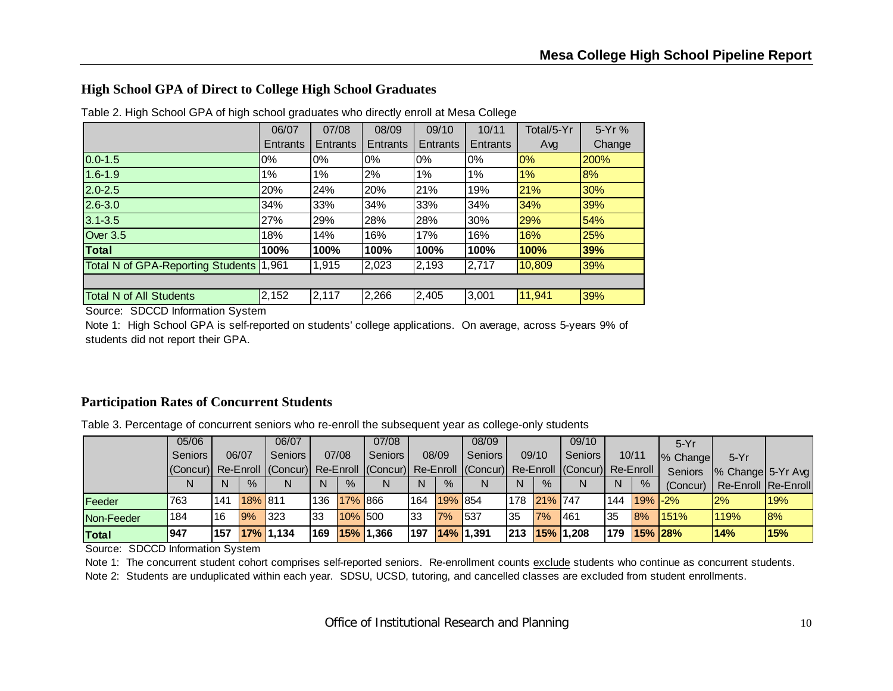## High School GPA of Direct to College High School Graduates

Table 2. High School GPA of high school graduates who directly enroll at Mesa College

| | 06/07 Entrants | 07/08 Entrants | 08/09 Entrants | 09/10 Entrants | 10/11 Entrants | Total/5-Yr Avg | 5-Yr % Change |
|---|---|---|---|---|---|---|---|
| 0.0-1.5 | 0% | 0% | 0% | 0% | 0% | 0% | 200% |
| 1.6-1.9 | 1% | 1% | 2% | 1% | 1% | 1% | 8% |
| 2.0-2.5 | 20% | 24% | 20% | 21% | 19% | 21% | 30% |
| 2.6-3.0 | 34% | 33% | 34% | 33% | 34% | 34% | 39% |
| 3.1-3.5 | 27% | 29% | 28% | 28% | 30% | 29% | 54% |
| Over 3.5 | 18% | 14% | 16% | 17% | 16% | 16% | 25% |
| **Total** | **100%** | **100%** | **100%** | **100%** | **100%** | **100%** | **39%** |
| Total N of GPA-Reporting Students | 1,961 | 1,915 | 2,023 | 2,193 | 2,717 | 10,809 | 39% |
| | | | | | | | |
| Total N of All Students | 2,152 | 2,117 | 2,266 | 2,405 | 3,001 | 11,941 | 39% |

Source: SDCCD Information System

Note 1: High School GPA is self-reported on students' college applications. On average, across 5-years 9% of students did not report their GPA.

## Participation Rates of Concurrent Students

Table 3. Percentage of concurrent seniors who re-enroll the subsequent year as college-only students

| | 05/06 Seniors (Concur) | 06/07 Re-Enroll | | 06/07 Seniors (Concur) | 07/08 Re-Enroll | | 07/08 Seniors (Concur) | 08/09 Re-Enroll | | 08/09 Seniors (Concur) | 09/10 Re-Enroll | | 09/10 Seniors (Concur) | 10/11 Re-Enroll | | 5-Yr % Change Seniors (Concur) | 5-Yr % Change Re-Enroll | 5-Yr Avg Re-Enroll |
|---|---|---|---|---|---|---|---|---|---|---|---|---|---|---|---|---|---|---|
| | N | N | % | N | N | % | N | N | % | N | N | % | N | N | % | | | |
| Feeder | 763 | 141 | 18% | 811 | 136 | 17% | 866 | 164 | 19% | 854 | 178 | 21% | 747 | 144 | 19% | -2% | 2% | 19% |
| Non-Feeder | 184 | 16 | 9% | 323 | 33 | 10% | 500 | 33 | 7% | 537 | 35 | 7% | 461 | 35 | 8% | 151% | 119% | 8% |
| **Total** | **947** | **157** | **17%** | **1,134** | **169** | **15%** | **1,366** | **197** | **14%** | **1,391** | **213** | **15%** | **1,208** | **179** | **15%** | **28%** | **14%** | **15%** |

Source: SDCCD Information System

Note 1: The concurrent student cohort comprises self-reported seniors. Re-enrollment counts exclude students who continue as concurrent students.

Note 2: Students are unduplicated within each year. SDSU, UCSD, tutoring, and cancelled classes are excluded from student enrollments.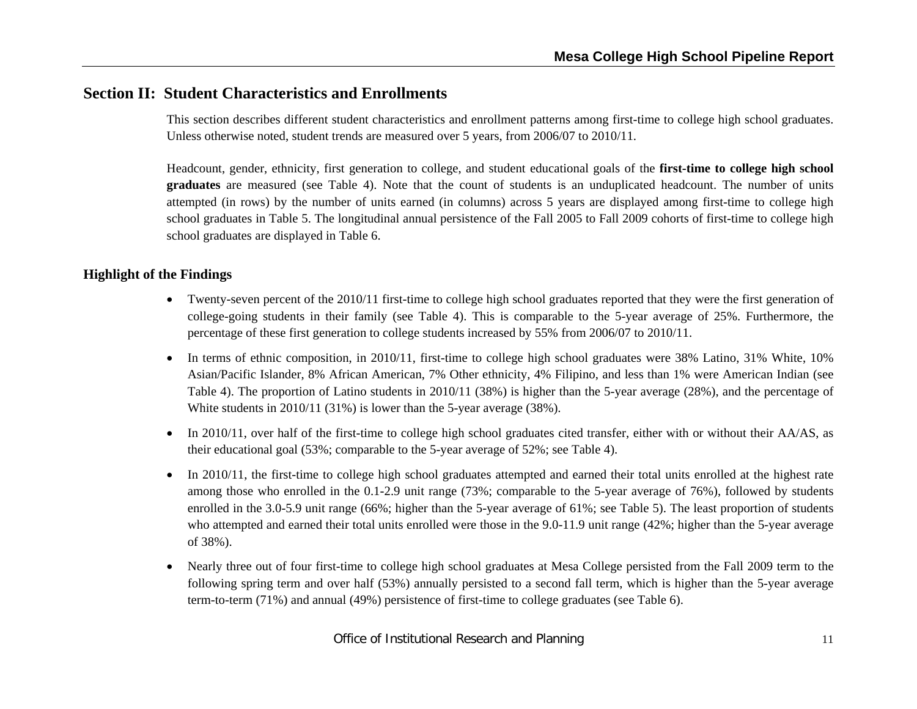## Section II: Student Characteristics and Enrollments

This section describes different student characteristics and enrollment patterns among first-time to college high school graduates. Unless otherwise noted, student trends are measured over 5 years, from 2006/07 to 2010/11.

Headcount, gender, ethnicity, first generation to college, and student educational goals of the **first-time to college high school graduates** are measured (see Table 4). Note that the count of students is an unduplicated headcount. The number of units attempted (in rows) by the number of units earned (in columns) across 5 years are displayed among first-time to college high school graduates in Table 5. The longitudinal annual persistence of the Fall 2005 to Fall 2009 cohorts of first-time to college high school graduates are displayed in Table 6.

### Highlight of the Findings

- Twenty-seven percent of the 2010/11 first-time to college high school graduates reported that they were the first generation of college-going students in their family (see Table 4). This is comparable to the 5-year average of 25%. Furthermore, the percentage of these first generation to college students increased by 55% from 2006/07 to 2010/11.
- In terms of ethnic composition, in 2010/11, first-time to college high school graduates were 38% Latino, 31% White, 10% Asian/Pacific Islander, 8% African American, 7% Other ethnicity, 4% Filipino, and less than 1% were American Indian (see Table 4). The proportion of Latino students in 2010/11 (38%) is higher than the 5-year average (28%), and the percentage of White students in 2010/11 (31%) is lower than the 5-year average (38%).
- In 2010/11, over half of the first-time to college high school graduates cited transfer, either with or without their AA/AS, as their educational goal (53%; comparable to the 5-year average of 52%; see Table 4).
- In 2010/11, the first-time to college high school graduates attempted and earned their total units enrolled at the highest rate among those who enrolled in the 0.1-2.9 unit range (73%; comparable to the 5-year average of 76%), followed by students enrolled in the 3.0-5.9 unit range (66%; higher than the 5-year average of 61%; see Table 5). The least proportion of students who attempted and earned their total units enrolled were those in the 9.0-11.9 unit range (42%; higher than the 5-year average of 38%).
- Nearly three out of four first-time to college high school graduates at Mesa College persisted from the Fall 2009 term to the following spring term and over half (53%) annually persisted to a second fall term, which is higher than the 5-year average term-to-term (71%) and annual (49%) persistence of first-time to college graduates (see Table 6).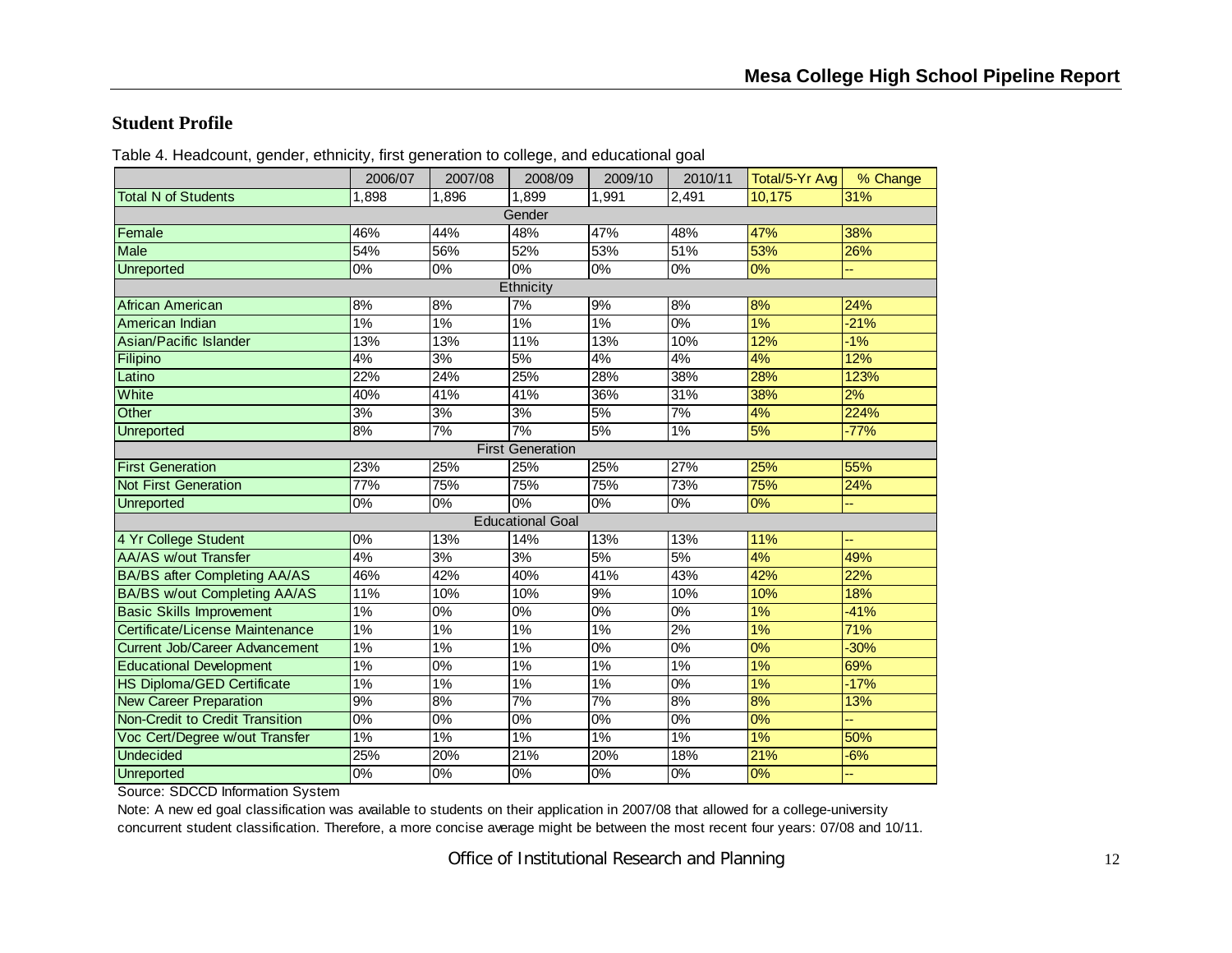## Student Profile

Table 4. Headcount, gender, ethnicity, first generation to college, and educational goal

| | 2006/07 | 2007/08 | 2008/09 | 2009/10 | 2010/11 | Total/5-Yr Avg | % Change |
|---|---|---|---|---|---|---|---|
| Total N of Students | 1,898 | 1,896 | 1,899 | 1,991 | 2,491 | 10,175 | 31% |
| Gender | | | | | | | |
| Female | 46% | 44% | 48% | 47% | 48% | 47% | 38% |
| Male | 54% | 56% | 52% | 53% | 51% | 53% | 26% |
| Unreported | 0% | 0% | 0% | 0% | 0% | 0% | -- |
| Ethnicity | | | | | | | |
| African American | 8% | 8% | 7% | 9% | 8% | 8% | 24% |
| American Indian | 1% | 1% | 1% | 1% | 0% | 1% | -21% |
| Asian/Pacific Islander | 13% | 13% | 11% | 13% | 10% | 12% | -1% |
| Filipino | 4% | 3% | 5% | 4% | 4% | 4% | 12% |
| Latino | 22% | 24% | 25% | 28% | 38% | 28% | 123% |
| White | 40% | 41% | 41% | 36% | 31% | 38% | 2% |
| Other | 3% | 3% | 3% | 5% | 7% | 4% | 224% |
| Unreported | 8% | 7% | 7% | 5% | 1% | 5% | -77% |
| First Generation | | | | | | | |
| First Generation | 23% | 25% | 25% | 25% | 27% | 25% | 55% |
| Not First Generation | 77% | 75% | 75% | 75% | 73% | 75% | 24% |
| Unreported | 0% | 0% | 0% | 0% | 0% | 0% | -- |
| Educational Goal | | | | | | | |
| 4 Yr College Student | 0% | 13% | 14% | 13% | 13% | 11% | -- |
| AA/AS w/out Transfer | 4% | 3% | 3% | 5% | 5% | 4% | 49% |
| BA/BS after Completing AA/AS | 46% | 42% | 40% | 41% | 43% | 42% | 22% |
| BA/BS w/out Completing AA/AS | 11% | 10% | 10% | 9% | 10% | 10% | 18% |
| Basic Skills Improvement | 1% | 0% | 0% | 0% | 0% | 1% | -41% |
| Certificate/License Maintenance | 1% | 1% | 1% | 1% | 2% | 1% | 71% |
| Current Job/Career Advancement | 1% | 1% | 1% | 0% | 0% | 0% | -30% |
| Educational Development | 1% | 0% | 1% | 1% | 1% | 1% | 69% |
| HS Diploma/GED Certificate | 1% | 1% | 1% | 1% | 0% | 1% | -17% |
| New Career Preparation | 9% | 8% | 7% | 7% | 8% | 8% | 13% |
| Non-Credit to Credit Transition | 0% | 0% | 0% | 0% | 0% | 0% | -- |
| Voc Cert/Degree w/out Transfer | 1% | 1% | 1% | 1% | 1% | 1% | 50% |
| Undecided | 25% | 20% | 21% | 20% | 18% | 21% | -6% |
| Unreported | 0% | 0% | 0% | 0% | 0% | 0% | -- |

Source: SDCCD Information System

Note: A new ed goal classification was available to students on their application in 2007/08 that allowed for a college-university concurrent student classification. Therefore, a more concise average might be between the most recent four years: 07/08 and 10/11.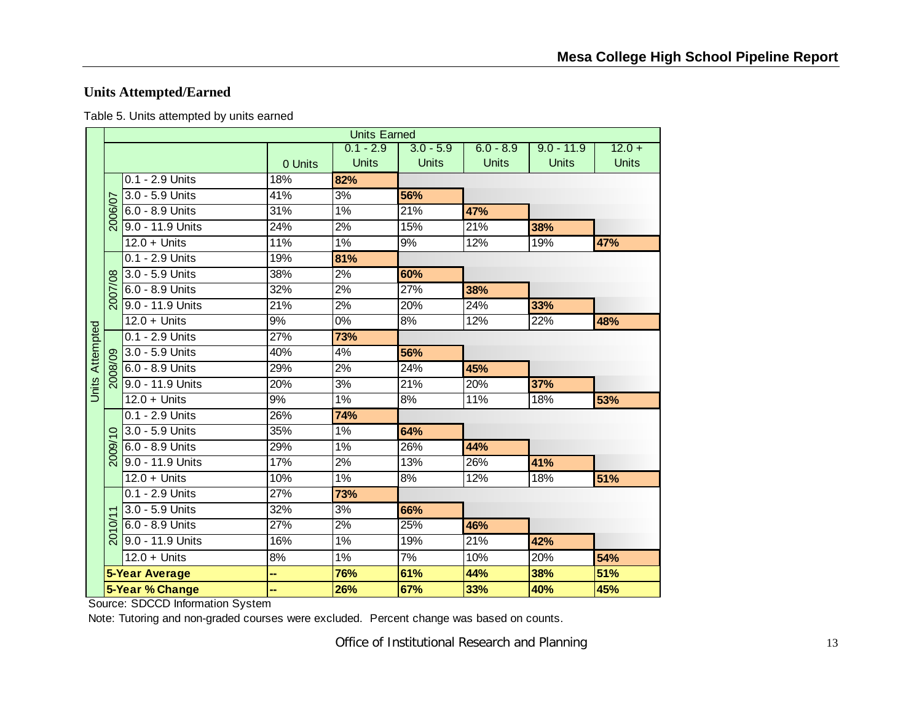## Units Attempted/Earned

Table 5. Units attempted by units earned

| Units Attempted | | 0 Units | 0.1 - 2.9 Units | 3.0 - 5.9 Units | 6.0 - 8.9 Units | 9.0 - 11.9 Units | 12.0 + Units |
|---|---|---|---|---|---|---|---|
| 2006/07 | 0.1 - 2.9 Units | 18% | **82%** | | | | |
| | 3.0 - 5.9 Units | 41% | 3% | **56%** | | | |
| | 6.0 - 8.9 Units | 31% | 1% | 21% | **47%** | | |
| | 9.0 - 11.9 Units | 24% | 2% | 15% | 21% | **38%** | |
| | 12.0 + Units | 11% | 1% | 9% | 12% | 19% | **47%** |
| 2007/08 | 0.1 - 2.9 Units | 19% | **81%** | | | | |
| | 3.0 - 5.9 Units | 38% | 2% | **60%** | | | |
| | 6.0 - 8.9 Units | 32% | 2% | 27% | **38%** | | |
| | 9.0 - 11.9 Units | 21% | 2% | 20% | 24% | **33%** | |
| | 12.0 + Units | 9% | 0% | 8% | 12% | 22% | **48%** |
| 2008/09 | 0.1 - 2.9 Units | 27% | **73%** | | | | |
| | 3.0 - 5.9 Units | 40% | 4% | **56%** | | | |
| | 6.0 - 8.9 Units | 29% | 2% | 24% | **45%** | | |
| | 9.0 - 11.9 Units | 20% | 3% | 21% | 20% | **37%** | |
| | 12.0 + Units | 9% | 1% | 8% | 11% | 18% | **53%** |
| 2009/10 | 0.1 - 2.9 Units | 26% | **74%** | | | | |
| | 3.0 - 5.9 Units | 35% | 1% | **64%** | | | |
| | 6.0 - 8.9 Units | 29% | 1% | 26% | **44%** | | |
| | 9.0 - 11.9 Units | 17% | 2% | 13% | 26% | **41%** | |
| | 12.0 + Units | 10% | 1% | 8% | 12% | 18% | **51%** |
| 2010/11 | 0.1 - 2.9 Units | 27% | **73%** | | | | |
| | 3.0 - 5.9 Units | 32% | 3% | **66%** | | | |
| | 6.0 - 8.9 Units | 27% | 2% | 25% | **46%** | | |
| | 9.0 - 11.9 Units | 16% | 1% | 19% | 21% | **42%** | |
| | 12.0 + Units | 8% | 1% | 7% | 10% | 20% | **54%** |
| **5-Year Average** | | **--** | **76%** | **61%** | **44%** | **38%** | **51%** |
| **5-Year % Change** | | **--** | **26%** | **67%** | **33%** | **40%** | **45%** |

Source: SDCCD Information System

Note: Tutoring and non-graded courses were excluded. Percent change was based on counts.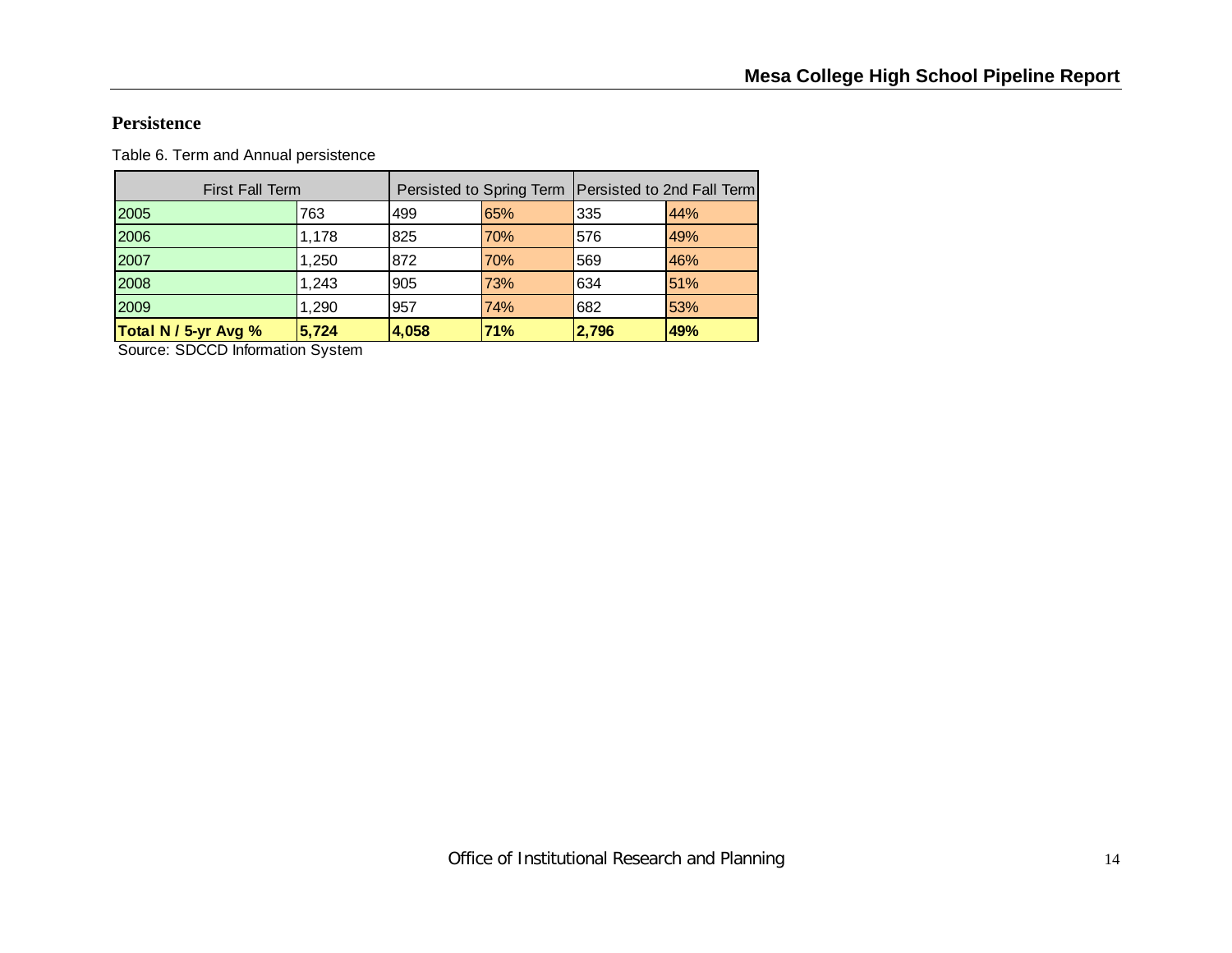## Persistence

Table 6. Term and Annual persistence

| First Fall Term | | Persisted to Spring Term | | Persisted to 2nd Fall Term | |
|---|---|---|---|---|---|
| 2005 | 763 | 499 | 65% | 335 | 44% |
| 2006 | 1,178 | 825 | 70% | 576 | 49% |
| 2007 | 1,250 | 872 | 70% | 569 | 46% |
| 2008 | 1,243 | 905 | 73% | 634 | 51% |
| 2009 | 1,290 | 957 | 74% | 682 | 53% |
| **Total N / 5-yr Avg %** | **5,724** | **4,058** | **71%** | **2,796** | **49%** |

Source: SDCCD Information System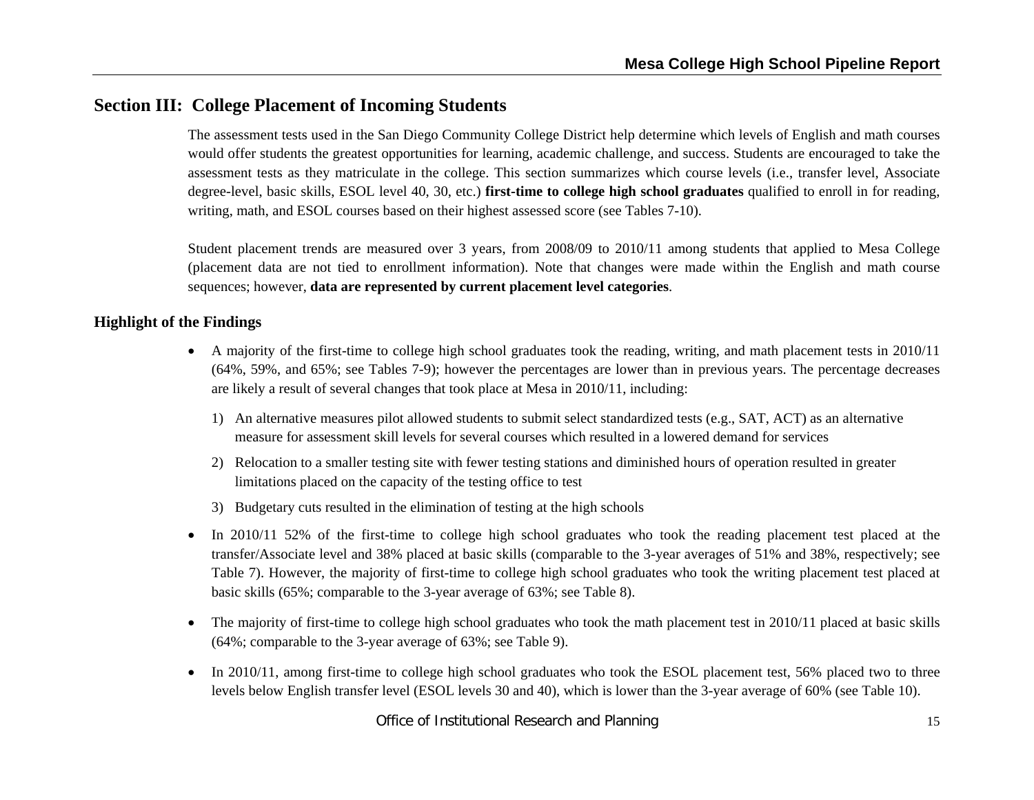## Section III: College Placement of Incoming Students

The assessment tests used in the San Diego Community College District help determine which levels of English and math courses would offer students the greatest opportunities for learning, academic challenge, and success. Students are encouraged to take the assessment tests as they matriculate in the college. This section summarizes which course levels (i.e., transfer level, Associate degree-level, basic skills, ESOL level 40, 30, etc.) **first-time to college high school graduates** qualified to enroll in for reading, writing, math, and ESOL courses based on their highest assessed score (see Tables 7-10).

Student placement trends are measured over 3 years, from 2008/09 to 2010/11 among students that applied to Mesa College (placement data are not tied to enrollment information). Note that changes were made within the English and math course sequences; however, **data are represented by current placement level categories**.

### Highlight of the Findings

- A majority of the first-time to college high school graduates took the reading, writing, and math placement tests in 2010/11 (64%, 59%, and 65%; see Tables 7-9); however the percentages are lower than in previous years. The percentage decreases are likely a result of several changes that took place at Mesa in 2010/11, including:
  1) An alternative measures pilot allowed students to submit select standardized tests (e.g., SAT, ACT) as an alternative measure for assessment skill levels for several courses which resulted in a lowered demand for services
  2) Relocation to a smaller testing site with fewer testing stations and diminished hours of operation resulted in greater limitations placed on the capacity of the testing office to test
  3) Budgetary cuts resulted in the elimination of testing at the high schools
- In 2010/11 52% of the first-time to college high school graduates who took the reading placement test placed at the transfer/Associate level and 38% placed at basic skills (comparable to the 3-year averages of 51% and 38%, respectively; see Table 7). However, the majority of first-time to college high school graduates who took the writing placement test placed at basic skills (65%; comparable to the 3-year average of 63%; see Table 8).
- The majority of first-time to college high school graduates who took the math placement test in 2010/11 placed at basic skills (64%; comparable to the 3-year average of 63%; see Table 9).
- In 2010/11, among first-time to college high school graduates who took the ESOL placement test, 56% placed two to three levels below English transfer level (ESOL levels 30 and 40), which is lower than the 3-year average of 60% (see Table 10).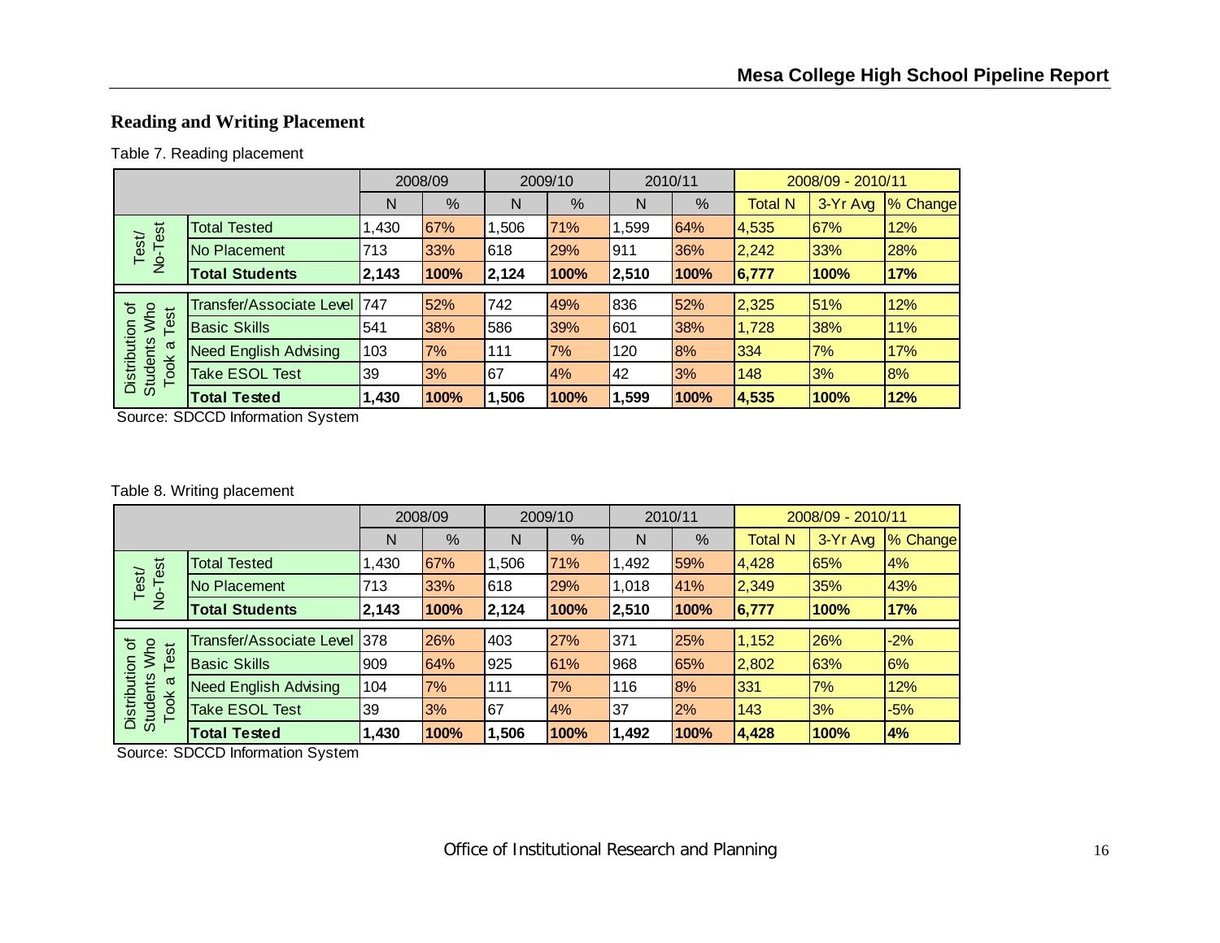## Reading and Writing Placement

Table 7. Reading placement

| | | 2008/09 | | 2009/10 | | 2010/11 | | 2008/09 - 2010/11 | | |
|---|---|---|---|---|---|---|---|---|---|---|
| | | N | % | N | % | N | % | Total N | 3-Yr Avg | % Change |
| Test/ No-Test | Total Tested | 1,430 | 67% | 1,506 | 71% | 1,599 | 64% | 4,535 | 67% | 12% |
| | No Placement | 713 | 33% | 618 | 29% | 911 | 36% | 2,242 | 33% | 28% |
| | **Total Students** | **2,143** | **100%** | **2,124** | **100%** | **2,510** | **100%** | **6,777** | **100%** | **17%** |
| Distribution of Students Who Took a Test | Transfer/Associate Level | 747 | 52% | 742 | 49% | 836 | 52% | 2,325 | 51% | 12% |
| | Basic Skills | 541 | 38% | 586 | 39% | 601 | 38% | 1,728 | 38% | 11% |
| | Need English Advising | 103 | 7% | 111 | 7% | 120 | 8% | 334 | 7% | 17% |
| | Take ESOL Test | 39 | 3% | 67 | 4% | 42 | 3% | 148 | 3% | 8% |
| | **Total Tested** | **1,430** | **100%** | **1,506** | **100%** | **1,599** | **100%** | **4,535** | **100%** | **12%** |

Source: SDCCD Information System

Table 8. Writing placement

| | | 2008/09 | | 2009/10 | | 2010/11 | | 2008/09 - 2010/11 | | |
|---|---|---|---|---|---|---|---|---|---|---|
| | | N | % | N | % | N | % | Total N | 3-Yr Avg | % Change |
| Test/ No-Test | Total Tested | 1,430 | 67% | 1,506 | 71% | 1,492 | 59% | 4,428 | 65% | 4% |
| | No Placement | 713 | 33% | 618 | 29% | 1,018 | 41% | 2,349 | 35% | 43% |
| | **Total Students** | **2,143** | **100%** | **2,124** | **100%** | **2,510** | **100%** | **6,777** | **100%** | **17%** |
| Distribution of Students Who Took a Test | Transfer/Associate Level | 378 | 26% | 403 | 27% | 371 | 25% | 1,152 | 26% | -2% |
| | Basic Skills | 909 | 64% | 925 | 61% | 968 | 65% | 2,802 | 63% | 6% |
| | Need English Advising | 104 | 7% | 111 | 7% | 116 | 8% | 331 | 7% | 12% |
| | Take ESOL Test | 39 | 3% | 67 | 4% | 37 | 2% | 143 | 3% | -5% |
| | **Total Tested** | **1,430** | **100%** | **1,506** | **100%** | **1,492** | **100%** | **4,428** | **100%** | **4%** |

Source: SDCCD Information System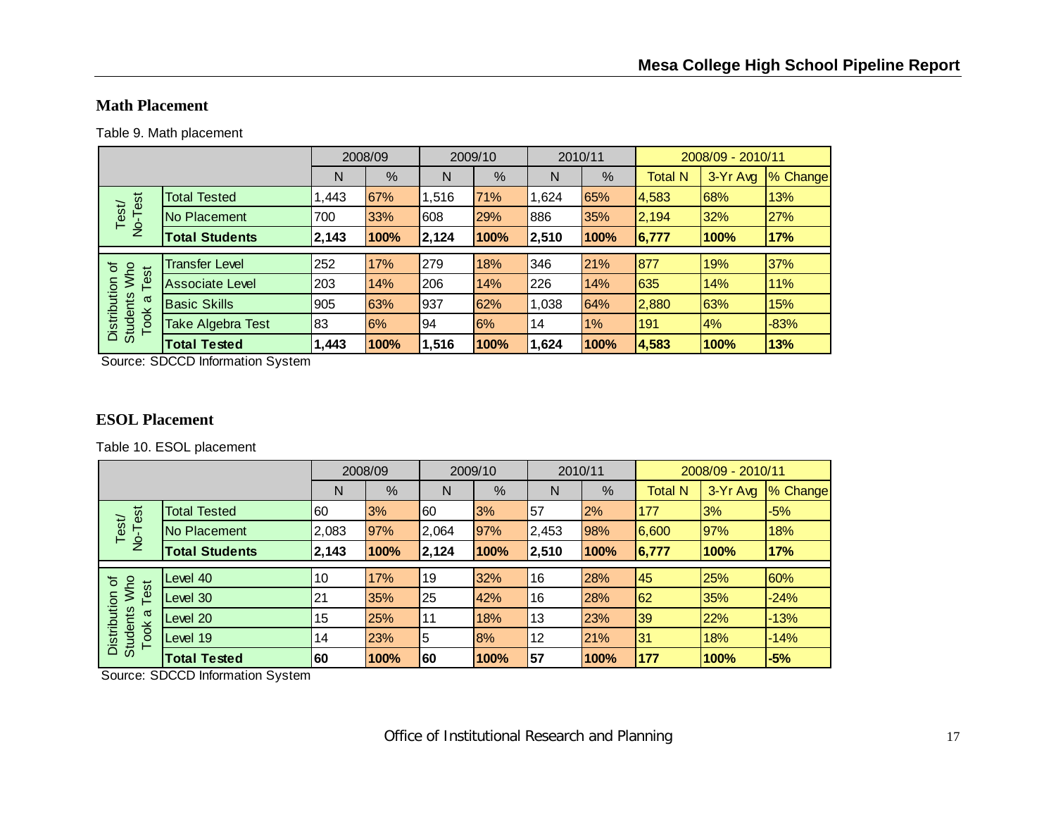## Math Placement

Table 9. Math placement

| | | 2008/09 | | 2009/10 | | 2010/11 | | 2008/09 - 2010/11 | | |
|---|---|---|---|---|---|---|---|---|---|---|
| | | N | % | N | % | N | % | Total N | 3-Yr Avg | % Change |
| Test/ No-Test | Total Tested | 1,443 | 67% | 1,516 | 71% | 1,624 | 65% | 4,583 | 68% | 13% |
| | No Placement | 700 | 33% | 608 | 29% | 886 | 35% | 2,194 | 32% | 27% |
| | **Total Students** | **2,143** | **100%** | **2,124** | **100%** | **2,510** | **100%** | **6,777** | **100%** | **17%** |
| Distribution of Students Who Took a Test | Transfer Level | 252 | 17% | 279 | 18% | 346 | 21% | 877 | 19% | 37% |
| | Associate Level | 203 | 14% | 206 | 14% | 226 | 14% | 635 | 14% | 11% |
| | Basic Skills | 905 | 63% | 937 | 62% | 1,038 | 64% | 2,880 | 63% | 15% |
| | Take Algebra Test | 83 | 6% | 94 | 6% | 14 | 1% | 191 | 4% | -83% |
| | **Total Tested** | **1,443** | **100%** | **1,516** | **100%** | **1,624** | **100%** | **4,583** | **100%** | **13%** |

Source: SDCCD Information System

## ESOL Placement

Table 10. ESOL placement

| | | 2008/09 | | 2009/10 | | 2010/11 | | 2008/09 - 2010/11 | | |
|---|---|---|---|---|---|---|---|---|---|---|
| | | N | % | N | % | N | % | Total N | 3-Yr Avg | % Change |
| Test/ No-Test | Total Tested | 60 | 3% | 60 | 3% | 57 | 2% | 177 | 3% | -5% |
| | No Placement | 2,083 | 97% | 2,064 | 97% | 2,453 | 98% | 6,600 | 97% | 18% |
| | **Total Students** | **2,143** | **100%** | **2,124** | **100%** | **2,510** | **100%** | **6,777** | **100%** | **17%** |
| Distribution of Students Who Took a Test | Level 40 | 10 | 17% | 19 | 32% | 16 | 28% | 45 | 25% | 60% |
| | Level 30 | 21 | 35% | 25 | 42% | 16 | 28% | 62 | 35% | -24% |
| | Level 20 | 15 | 25% | 11 | 18% | 13 | 23% | 39 | 22% | -13% |
| | Level 19 | 14 | 23% | 5 | 8% | 12 | 21% | 31 | 18% | -14% |
| | **Total Tested** | **60** | **100%** | **60** | **100%** | **57** | **100%** | **177** | **100%** | **-5%** |

Source: SDCCD Information System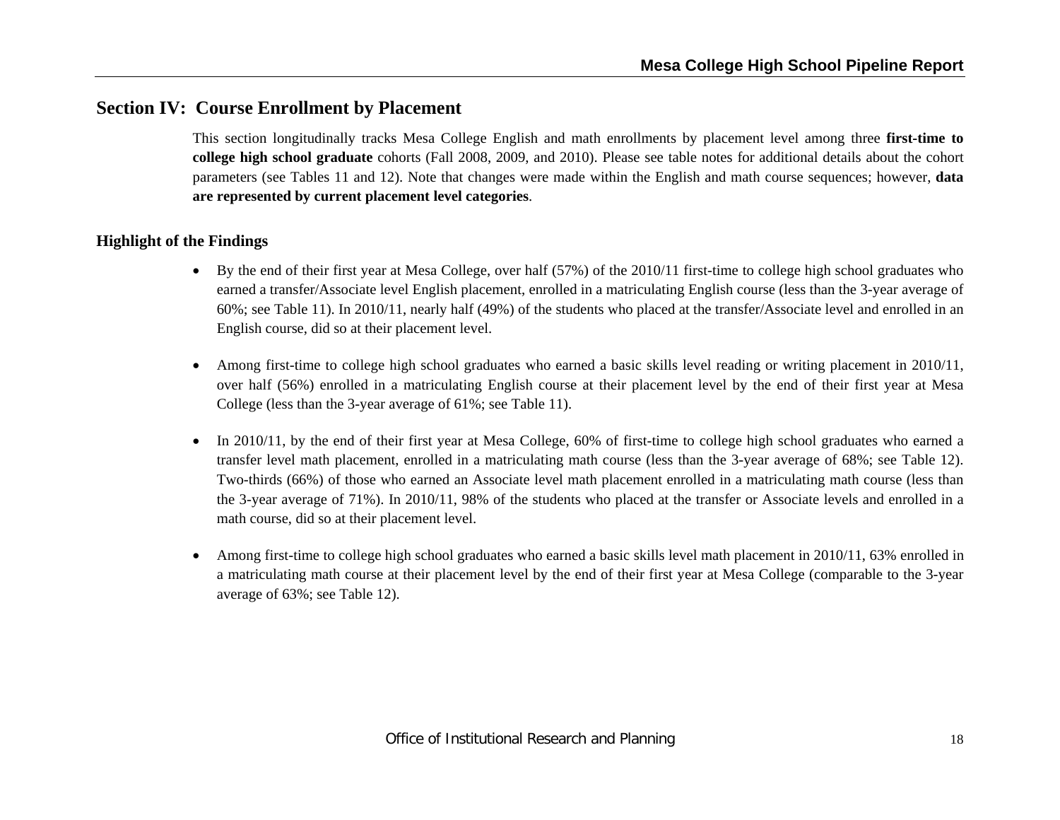## Section IV: Course Enrollment by Placement

This section longitudinally tracks Mesa College English and math enrollments by placement level among three **first-time to college high school graduate** cohorts (Fall 2008, 2009, and 2010). Please see table notes for additional details about the cohort parameters (see Tables 11 and 12). Note that changes were made within the English and math course sequences; however, **data are represented by current placement level categories**.

### Highlight of the Findings

- By the end of their first year at Mesa College, over half (57%) of the 2010/11 first-time to college high school graduates who earned a transfer/Associate level English placement, enrolled in a matriculating English course (less than the 3-year average of 60%; see Table 11). In 2010/11, nearly half (49%) of the students who placed at the transfer/Associate level and enrolled in an English course, did so at their placement level.

- Among first-time to college high school graduates who earned a basic skills level reading or writing placement in 2010/11, over half (56%) enrolled in a matriculating English course at their placement level by the end of their first year at Mesa College (less than the 3-year average of 61%; see Table 11).

- In 2010/11, by the end of their first year at Mesa College, 60% of first-time to college high school graduates who earned a transfer level math placement, enrolled in a matriculating math course (less than the 3-year average of 68%; see Table 12). Two-thirds (66%) of those who earned an Associate level math placement enrolled in a matriculating math course (less than the 3-year average of 71%). In 2010/11, 98% of the students who placed at the transfer or Associate levels and enrolled in a math course, did so at their placement level.

- Among first-time to college high school graduates who earned a basic skills level math placement in 2010/11, 63% enrolled in a matriculating math course at their placement level by the end of their first year at Mesa College (comparable to the 3-year average of 63%; see Table 12).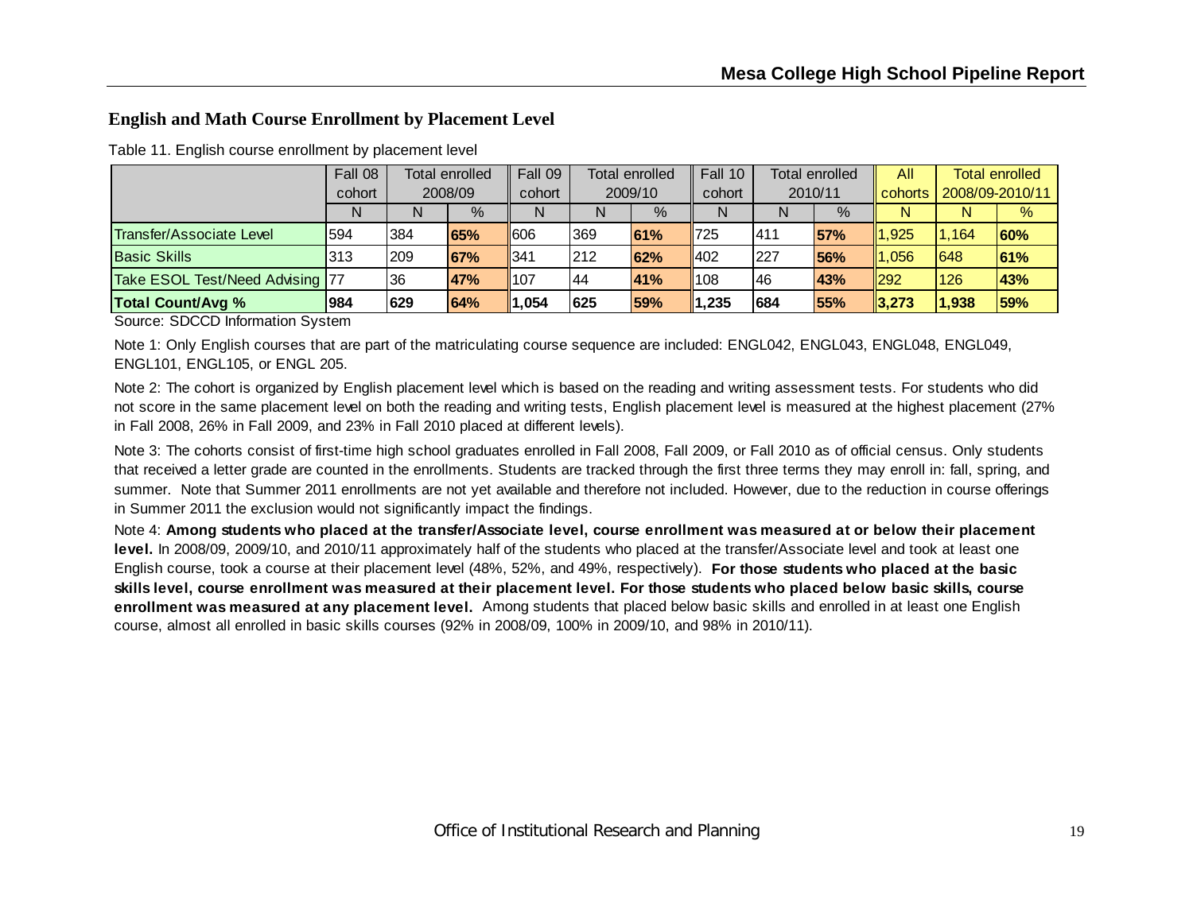## English and Math Course Enrollment by Placement Level

Table 11. English course enrollment by placement level

| | Fall 08 cohort | Total enrolled 2008/09 | | Fall 09 cohort | Total enrolled 2009/10 | | Fall 10 cohort | Total enrolled 2010/11 | | All cohorts | Total enrolled 2008/09-2010/11 | |
|---|---|---|---|---|---|---|---|---|---|---|---|---|
| | N | N | % | N | N | % | N | N | % | N | N | % |
| Transfer/Associate Level | 594 | 384 | **65%** | 606 | 369 | **61%** | 725 | 411 | **57%** | 1,925 | 1,164 | **60%** |
| Basic Skills | 313 | 209 | **67%** | 341 | 212 | **62%** | 402 | 227 | **56%** | 1,056 | 648 | **61%** |
| Take ESOL Test/Need Advising | 77 | 36 | **47%** | 107 | 44 | **41%** | 108 | 46 | **43%** | 292 | 126 | **43%** |
| **Total Count/Avg %** | **984** | **629** | **64%** | **1,054** | **625** | **59%** | **1,235** | **684** | **55%** | **3,273** | **1,938** | **59%** |

Source: SDCCD Information System

Note 1: Only English courses that are part of the matriculating course sequence are included: ENGL042, ENGL043, ENGL048, ENGL049, ENGL101, ENGL105, or ENGL 205.

Note 2: The cohort is organized by English placement level which is based on the reading and writing assessment tests. For students who did not score in the same placement level on both the reading and writing tests, English placement level is measured at the highest placement (27% in Fall 2008, 26% in Fall 2009, and 23% in Fall 2010 placed at different levels).

Note 3: The cohorts consist of first-time high school graduates enrolled in Fall 2008, Fall 2009, or Fall 2010 as of official census. Only students that received a letter grade are counted in the enrollments. Students are tracked through the first three terms they may enroll in: fall, spring, and summer. Note that Summer 2011 enrollments are not yet available and therefore not included. However, due to the reduction in course offerings in Summer 2011 the exclusion would not significantly impact the findings.

Note 4: **Among students who placed at the transfer/Associate level, course enrollment was measured at or below their placement level.** In 2008/09, 2009/10, and 2010/11 approximately half of the students who placed at the transfer/Associate level and took at least one English course, took a course at their placement level (48%, 52%, and 49%, respectively). **For those students who placed at the basic skills level, course enrollment was measured at their placement level. For those students who placed below basic skills, course enrollment was measured at any placement level.** Among students that placed below basic skills and enrolled in at least one English course, almost all enrolled in basic skills courses (92% in 2008/09, 100% in 2009/10, and 98% in 2010/11).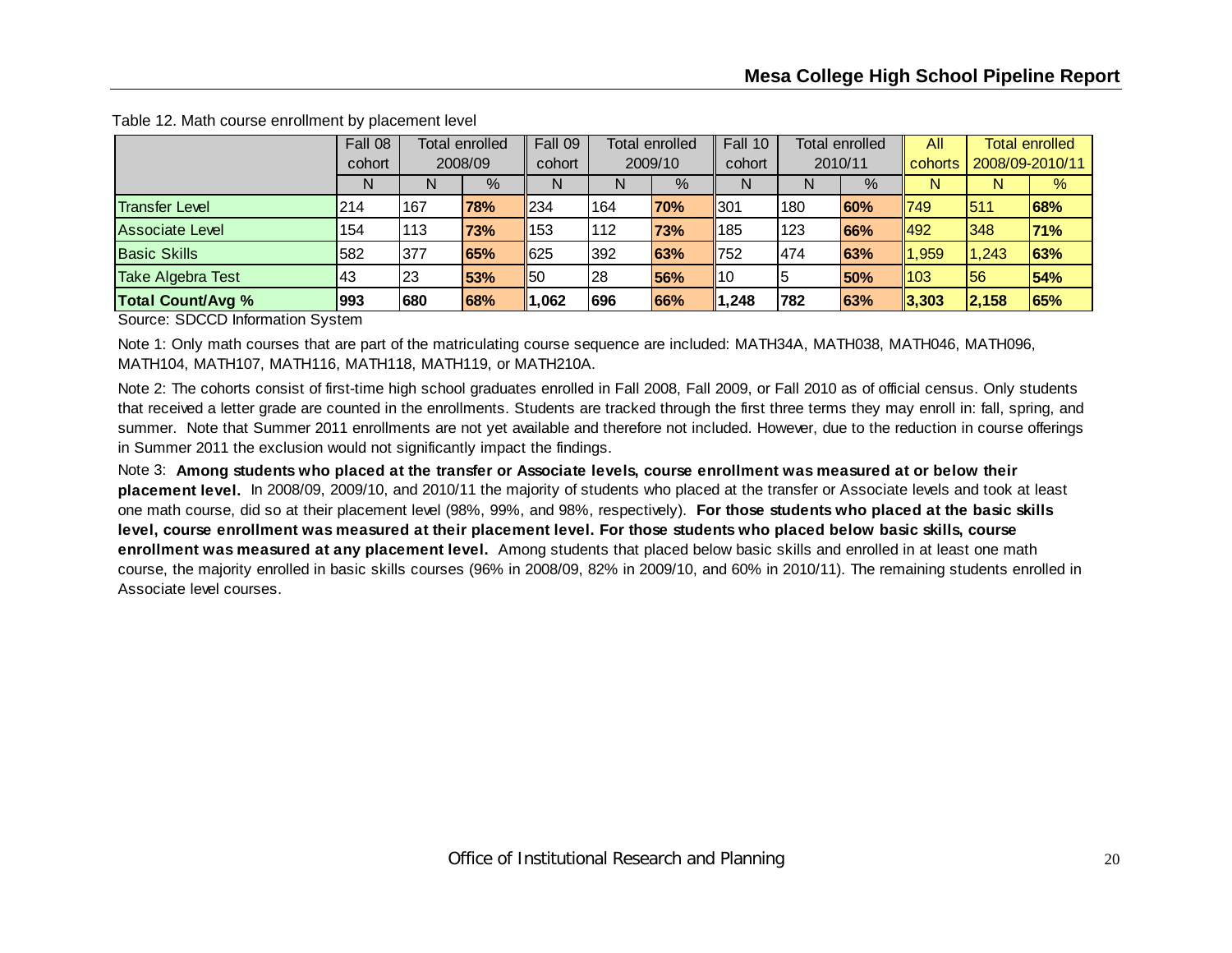Table 12. Math course enrollment by placement level

| | Fall 08 cohort | Total enrolled 2008/09 | | Fall 09 cohort | Total enrolled 2009/10 | | Fall 10 cohort | Total enrolled 2010/11 | | All cohorts | Total enrolled 2008/09-2010/11 | |
|---|---|---|---|---|---|---|---|---|---|---|---|---|
| | N | N | % | N | N | % | N | N | % | N | N | % |
| Transfer Level | 214 | 167 | **78%** | 234 | 164 | **70%** | 301 | 180 | **60%** | 749 | 511 | **68%** |
| Associate Level | 154 | 113 | **73%** | 153 | 112 | **73%** | 185 | 123 | **66%** | 492 | 348 | **71%** |
| Basic Skills | 582 | 377 | **65%** | 625 | 392 | **63%** | 752 | 474 | **63%** | 1,959 | 1,243 | **63%** |
| Take Algebra Test | 43 | 23 | **53%** | 50 | 28 | **56%** | 10 | 5 | **50%** | 103 | 56 | **54%** |
| **Total Count/Avg %** | **993** | **680** | **68%** | **1,062** | **696** | **66%** | **1,248** | **782** | **63%** | **3,303** | **2,158** | **65%** |

Source: SDCCD Information System

Note 1: Only math courses that are part of the matriculating course sequence are included: MATH34A, MATH038, MATH046, MATH096, MATH104, MATH107, MATH116, MATH118, MATH119, or MATH210A.

Note 2: The cohorts consist of first-time high school graduates enrolled in Fall 2008, Fall 2009, or Fall 2010 as of official census. Only students that received a letter grade are counted in the enrollments. Students are tracked through the first three terms they may enroll in: fall, spring, and summer. Note that Summer 2011 enrollments are not yet available and therefore not included. However, due to the reduction in course offerings in Summer 2011 the exclusion would not significantly impact the findings.

Note 3: **Among students who placed at the transfer or Associate levels, course enrollment was measured at or below their placement level.** In 2008/09, 2009/10, and 2010/11 the majority of students who placed at the transfer or Associate levels and took at least one math course, did so at their placement level (98%, 99%, and 98%, respectively). **For those students who placed at the basic skills level, course enrollment was measured at their placement level. For those students who placed below basic skills, course enrollment was measured at any placement level.** Among students that placed below basic skills and enrolled in at least one math course, the majority enrolled in basic skills courses (96% in 2008/09, 82% in 2009/10, and 60% in 2010/11). The remaining students enrolled in Associate level courses.